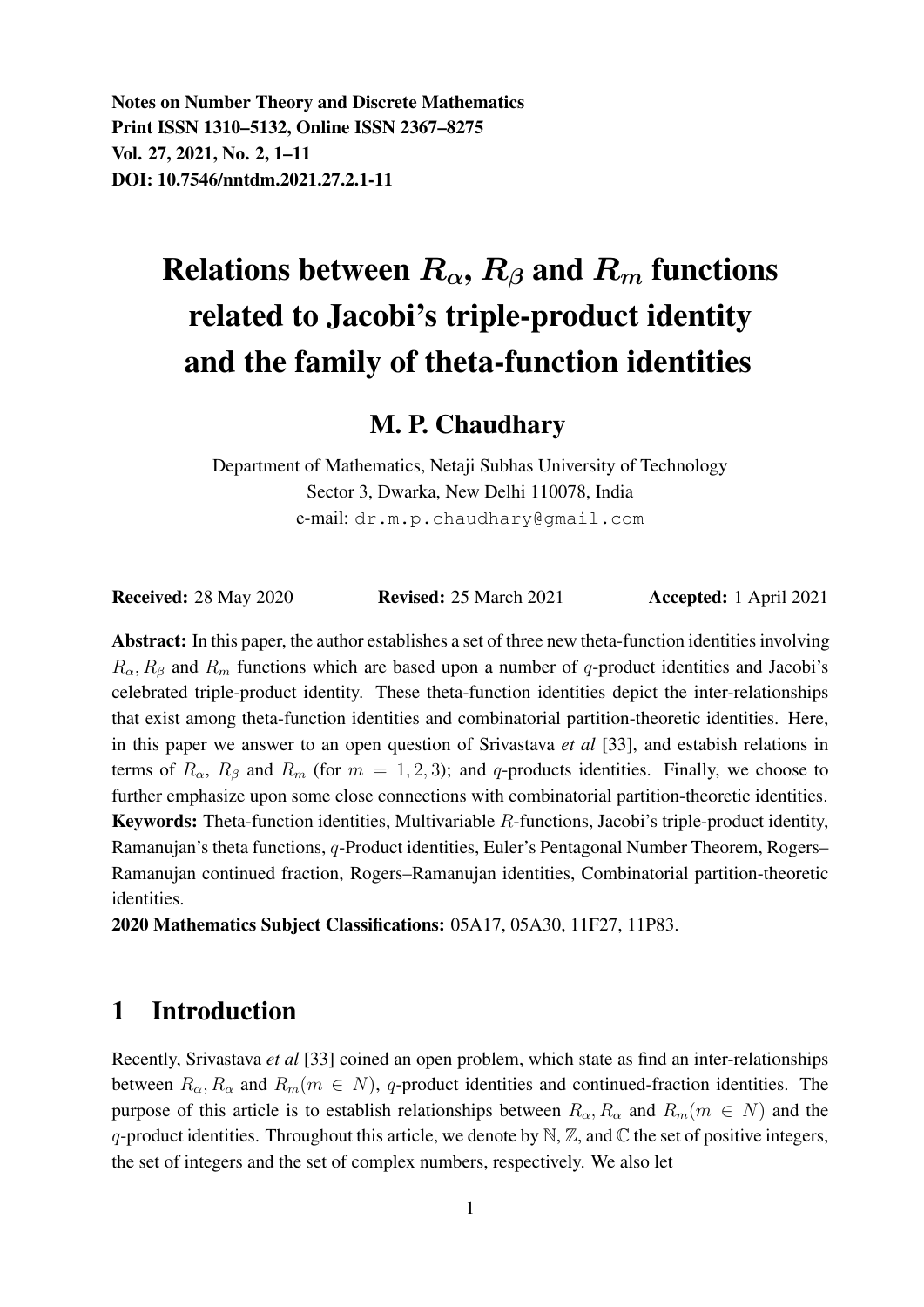**Notes on Number Theory and Discrete Mathematics**
**Print ISSN 1310–5132, Online ISSN 2367–8275**
**Vol. 27, 2021, No. 2, 1–11**
**DOI: 10.7546/nntdm.2021.27.2.1-11**

# Relations between $R_\alpha$, $R_\beta$ and $R_m$ functions related to Jacobi's triple-product identity and the family of theta-function identities

## M. P. Chaudhary

Department of Mathematics, Netaji Subhas University of Technology
Sector 3, Dwarka, New Delhi 110078, India
e-mail: `dr.m.p.chaudhary@gmail.com`

**Received:** 28 May 2020 **Revised:** 25 March 2021 **Accepted:** 1 April 2021

**Abstract:** In this paper, the author establishes a set of three new theta-function identities involving $R_\alpha$, $R_\beta$ and $R_m$ functions which are based upon a number of $q$-product identities and Jacobi's celebrated triple-product identity. These theta-function identities depict the inter-relationships that exist among theta-function identities and combinatorial partition-theoretic identities. Here, in this paper we answer to an open question of Srivastava *et al* [33], and estabish relations in terms of $R_\alpha$, $R_\beta$ and $R_m$ (for $m = 1, 2, 3$); and $q$-products identities. Finally, we choose to further emphasize upon some close connections with combinatorial partition-theoretic identities.

**Keywords:** Theta-function identities, Multivariable $R$-functions, Jacobi's triple-product identity, Ramanujan's theta functions, $q$-Product identities, Euler's Pentagonal Number Theorem, Rogers–Ramanujan continued fraction, Rogers–Ramanujan identities, Combinatorial partition-theoretic identities.

**2020 Mathematics Subject Classifications:** 05A17, 05A30, 11F27, 11P83.

## 1 Introduction

Recently, Srivastava *et al* [33] coined an open problem, which state as find an inter-relationships between $R_\alpha, R_\alpha$ and $R_m (m \in N)$, $q$-product identities and continued-fraction identities. The purpose of this article is to establish relationships between $R_\alpha, R_\alpha$ and $R_m (m \in N)$ and the $q$-product identities. Throughout this article, we denote by $\mathbb{N}$, $\mathbb{Z}$, and $\mathbb{C}$ the set of positive integers, the set of integers and the set of complex numbers, respectively. We also let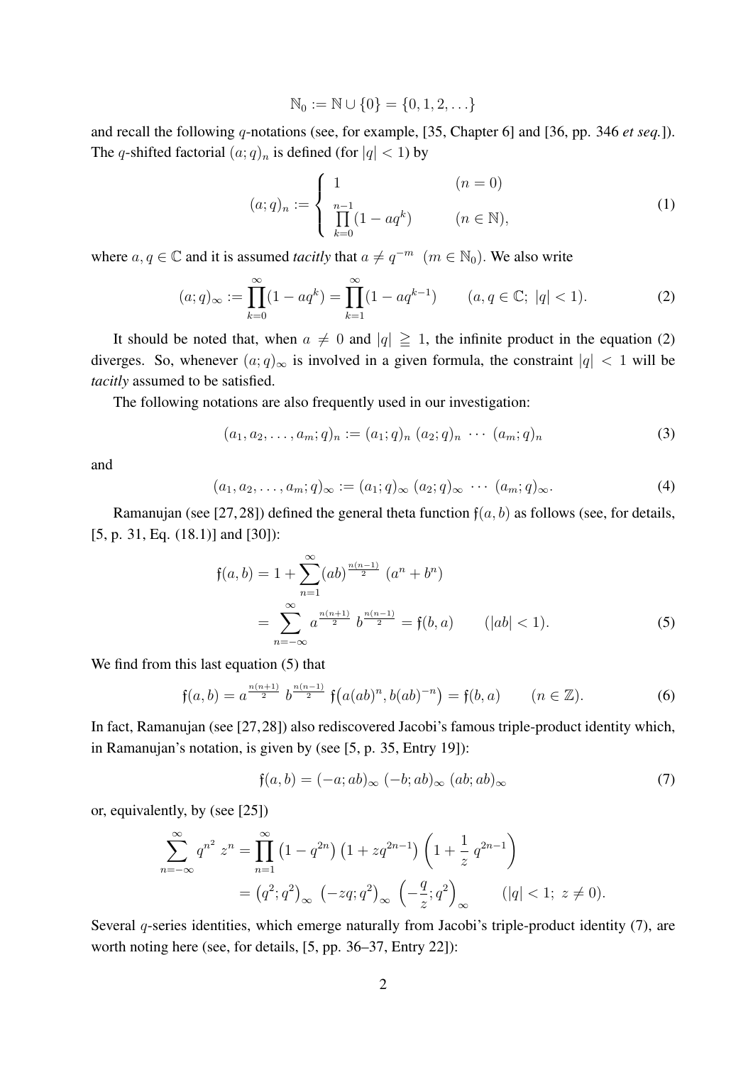$$\mathbb{N}_0 := \mathbb{N} \cup \{0\} = \{0, 1, 2, \ldots\}$$

and recall the following $q$-notations (see, for example, [35, Chapter 6] and [36, pp. 346 *et seq.*]). The $q$-shifted factorial $(a;q)_n$ is defined (for $|q| < 1$) by

$$(a;q)_n := \begin{cases} 1 & (n = 0) \\ \prod\limits_{k=0}^{n-1}(1 - aq^k) & (n \in \mathbb{N}), \end{cases} \tag{1}$$

where $a, q \in \mathbb{C}$ and it is assumed *tacitly* that $a \neq q^{-m}$ $(m \in \mathbb{N}_0)$. We also write

$$(a;q)_\infty := \prod_{k=0}^{\infty}(1 - aq^k) = \prod_{k=1}^{\infty}(1 - aq^{k-1}) \qquad (a, q \in \mathbb{C};\ |q| < 1). \tag{2}$$

It should be noted that, when $a \neq 0$ and $|q| \geqq 1$, the infinite product in the equation (2) diverges. So, whenever $(a;q)_\infty$ is involved in a given formula, the constraint $|q| < 1$ will be *tacitly* assumed to be satisfied.

The following notations are also frequently used in our investigation:

$$(a_1, a_2, \ldots, a_m; q)_n := (a_1;q)_n\ (a_2;q)_n\ \cdots\ (a_m;q)_n \tag{3}$$

and

$$(a_1, a_2, \ldots, a_m; q)_\infty := (a_1;q)_\infty\ (a_2;q)_\infty\ \cdots\ (a_m;q)_\infty. \tag{4}$$

Ramanujan (see [27,28]) defined the general theta function $\mathfrak{f}(a,b)$ as follows (see, for details, [5, p. 31, Eq. (18.1)] and [30]):

$$\begin{aligned} \mathfrak{f}(a,b) &= 1 + \sum_{n=1}^{\infty}(ab)^{\frac{n(n-1)}{2}}\ (a^n + b^n) \\ &= \sum_{n=-\infty}^{\infty} a^{\frac{n(n+1)}{2}}\ b^{\frac{n(n-1)}{2}} = \mathfrak{f}(b,a) \qquad (|ab| < 1). \end{aligned} \tag{5}$$

We find from this last equation (5) that

$$\mathfrak{f}(a,b) = a^{\frac{n(n+1)}{2}}\ b^{\frac{n(n-1)}{2}}\ \mathfrak{f}\big(a(ab)^n, b(ab)^{-n}\big) = \mathfrak{f}(b,a) \qquad (n \in \mathbb{Z}). \tag{6}$$

In fact, Ramanujan (see [27,28]) also rediscovered Jacobi's famous triple-product identity which, in Ramanujan's notation, is given by (see [5, p. 35, Entry 19]):

$$\mathfrak{f}(a,b) = (-a;ab)_\infty\ (-b;ab)_\infty\ (ab;ab)_\infty \tag{7}$$

or, equivalently, by (see [25])

$$\begin{aligned} \sum_{n=-\infty}^{\infty} q^{n^2}\ z^n &= \prod_{n=1}^{\infty}\left(1 - q^{2n}\right)\left(1 + zq^{2n-1}\right)\left(1 + \frac{1}{z}\ q^{2n-1}\right) \\ &= \left(q^2;q^2\right)_\infty\ \left(-zq;q^2\right)_\infty\ \left(-\frac{q}{z};q^2\right)_\infty \qquad (|q| < 1;\ z \neq 0). \end{aligned}$$

Several $q$-series identities, which emerge naturally from Jacobi's triple-product identity (7), are worth noting here (see, for details, [5, pp. 36–37, Entry 22]):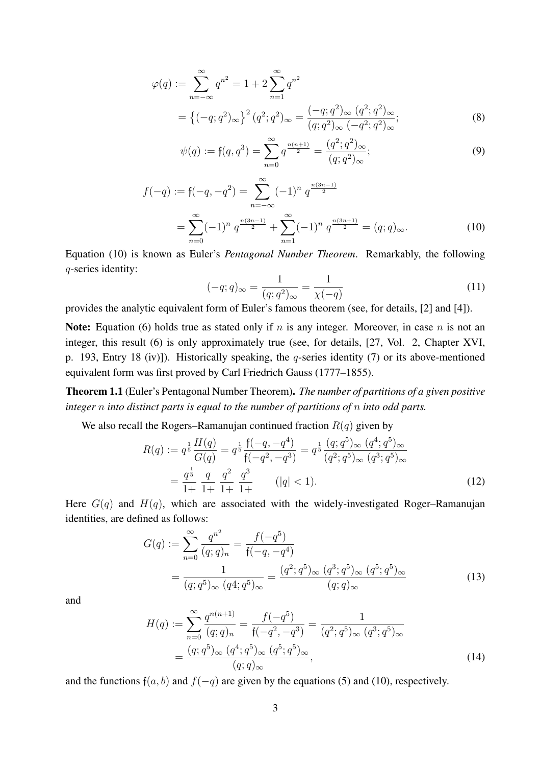$$
\begin{aligned}
\varphi(q) &:= \sum_{n=-\infty}^{\infty} q^{n^2} = 1 + 2\sum_{n=1}^{\infty} q^{n^2} \\
&= \left\{(-q;q^2)_\infty\right\}^2 (q^2;q^2)_\infty = \frac{(-q;q^2)_\infty \, (q^2;q^2)_\infty}{(q;q^2)_\infty \, (-q^2;q^2)_\infty};
\end{aligned} \tag{8}
$$

$$
\psi(q) := \mathfrak{f}(q,q^3) = \sum_{n=0}^{\infty} q^{\frac{n(n+1)}{2}} = \frac{(q^2;q^2)_\infty}{(q;q^2)_\infty}; \tag{9}
$$

$$
\begin{aligned}
f(-q) &:= \mathfrak{f}(-q,-q^2) = \sum_{n=-\infty}^{\infty} (-1)^n \, q^{\frac{n(3n-1)}{2}} \\
&= \sum_{n=0}^{\infty} (-1)^n \, q^{\frac{n(3n-1)}{2}} + \sum_{n=1}^{\infty} (-1)^n \, q^{\frac{n(3n+1)}{2}} = (q;q)_\infty.
\end{aligned} \tag{10}
$$

Equation (10) is known as Euler's *Pentagonal Number Theorem*. Remarkably, the following $q$-series identity:

$$
(-q;q)_\infty = \frac{1}{(q;q^2)_\infty} = \frac{1}{\chi(-q)} \tag{11}
$$

provides the analytic equivalent form of Euler's famous theorem (see, for details, [2] and [4]).

**Note:** Equation (6) holds true as stated only if $n$ is any integer. Moreover, in case $n$ is not an integer, this result (6) is only approximately true (see, for details, [27, Vol. 2, Chapter XVI, p. 193, Entry 18 (iv)]). Historically speaking, the $q$-series identity (7) or its above-mentioned equivalent form was first proved by Carl Friedrich Gauss (1777–1855).

**Theorem 1.1** (Euler's Pentagonal Number Theorem). *The number of partitions of a given positive integer $n$ into distinct parts is equal to the number of partitions of $n$ into odd parts.*

We also recall the Rogers–Ramanujan continued fraction $R(q)$ given by

$$
\begin{aligned}
R(q) &:= q^{\frac{1}{5}} \frac{H(q)}{G(q)} = q^{\frac{1}{5}} \frac{\mathfrak{f}(-q,-q^4)}{\mathfrak{f}(-q^2,-q^3)} = q^{\frac{1}{5}} \frac{(q;q^5)_\infty \, (q^4;q^5)_\infty}{(q^2;q^5)_\infty \, (q^3;q^5)_\infty} \\
&= \frac{q^{\frac{1}{5}}}{1+} \, \frac{q}{1+} \, \frac{q^2}{1+} \, \frac{q^3}{1+} \qquad (|q| < 1).
\end{aligned} \tag{12}
$$

Here $G(q)$ and $H(q)$, which are associated with the widely-investigated Roger–Ramanujan identities, are defined as follows:

$$
\begin{aligned}
G(q) &:= \sum_{n=0}^{\infty} \frac{q^{n^2}}{(q;q)_n} = \frac{f(-q^5)}{\mathfrak{f}(-q,-q^4)} \\
&= \frac{1}{(q;q^5)_\infty \, (q4;q^5)_\infty} = \frac{(q^2;q^5)_\infty \, (q^3;q^5)_\infty \, (q^5;q^5)_\infty}{(q;q)_\infty}
\end{aligned} \tag{13}
$$

and

$$
\begin{aligned}
H(q) &:= \sum_{n=0}^{\infty} \frac{q^{n(n+1)}}{(q;q)_n} = \frac{f(-q^5)}{\mathfrak{f}(-q^2,-q^3)} = \frac{1}{(q^2;q^5)_\infty \, (q^3;q^5)_\infty} \\
&= \frac{(q;q^5)_\infty \, (q^4;q^5)_\infty \, (q^5;q^5)_\infty}{(q;q)_\infty},
\end{aligned} \tag{14}
$$

and the functions $\mathfrak{f}(a,b)$ and $f(-q)$ are given by the equations (5) and (10), respectively.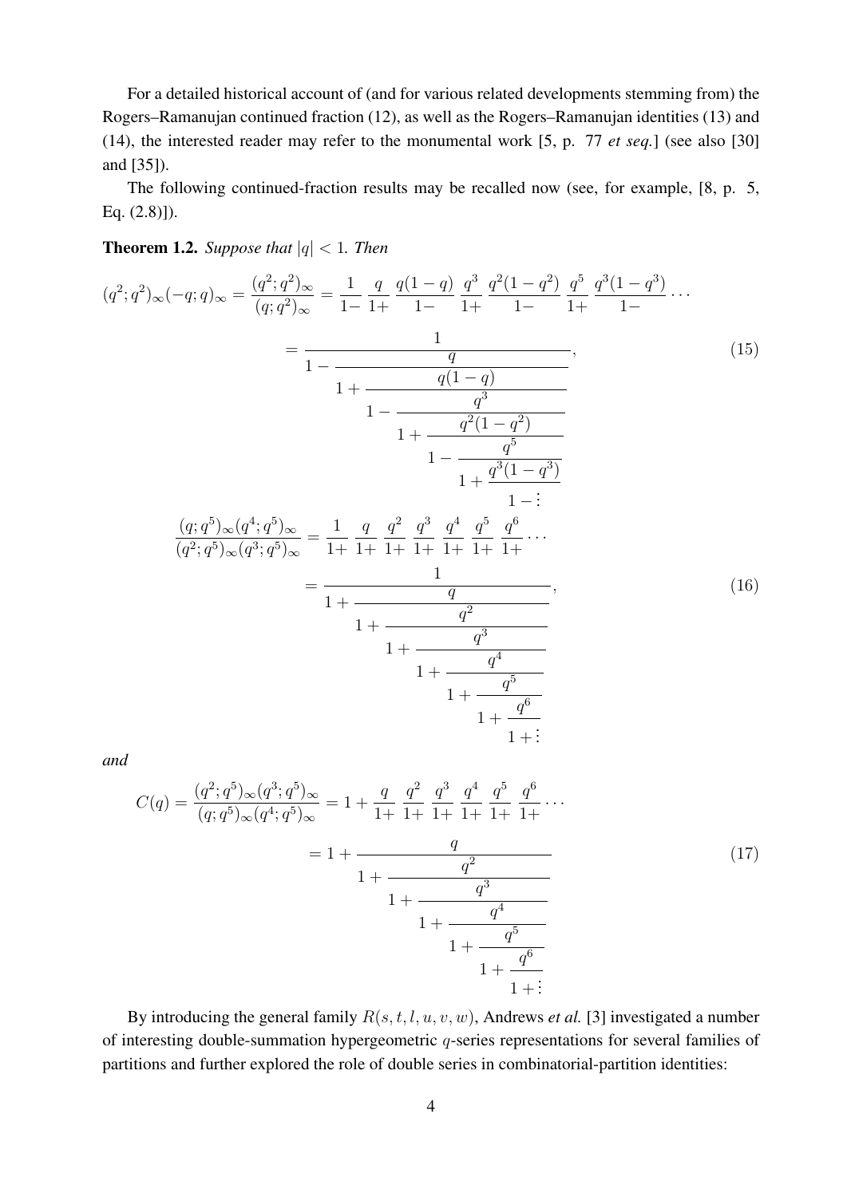For a detailed historical account of (and for various related developments stemming from) the Rogers–Ramanujan continued fraction (12), as well as the Rogers–Ramanujan identities (13) and (14), the interested reader may refer to the monumental work [5, p. 77 *et seq.*] (see also [30] and [35]).

The following continued-fraction results may be recalled now (see, for example, [8, p. 5, Eq. (2.8)]).

**Theorem 1.2.** *Suppose that* $|q| < 1$. *Then*

$$
\begin{aligned}
(q^2;q^2)_\infty(-q;q)_\infty = \frac{(q^2;q^2)_\infty}{(q;q^2)_\infty} &= \frac{1}{1-}\ \frac{q}{1+}\ \frac{q(1-q)}{1-}\ \frac{q^3}{1+}\ \frac{q^2(1-q^2)}{1-}\ \frac{q^5}{1+}\ \frac{q^3(1-q^3)}{1-}\cdots \\
&= \cfrac{1}{1-\cfrac{q}{1+\cfrac{q(1-q)}{1-\cfrac{q^3}{1+\cfrac{q^2(1-q^2)}{1-\cfrac{q^5}{1+\cfrac{q^3(1-q^3)}{1-\vdots}}}}}}},
\end{aligned}
\tag{15}
$$

$$
\begin{aligned}
\frac{(q;q^5)_\infty(q^4;q^5)_\infty}{(q^2;q^5)_\infty(q^3;q^5)_\infty} &= \frac{1}{1+}\ \frac{q}{1+}\ \frac{q^2}{1+}\ \frac{q^3}{1+}\ \frac{q^4}{1+}\ \frac{q^5}{1+}\ \frac{q^6}{1+}\cdots \\
&= \cfrac{1}{1+\cfrac{q}{1+\cfrac{q^2}{1+\cfrac{q^3}{1+\cfrac{q^4}{1+\cfrac{q^5}{1+\cfrac{q^6}{1+\vdots}}}}}}}
\end{aligned}
\tag{16}
$$

*and*

$$
\begin{aligned}
C(q) = \frac{(q^2;q^5)_\infty(q^3;q^5)_\infty}{(q;q^5)_\infty(q^4;q^5)_\infty} &= 1+\frac{q}{1+}\ \frac{q^2}{1+}\ \frac{q^3}{1+}\ \frac{q^4}{1+}\ \frac{q^5}{1+}\ \frac{q^6}{1+}\cdots \\
&= 1+\cfrac{q}{1+\cfrac{q^2}{1+\cfrac{q^3}{1+\cfrac{q^4}{1+\cfrac{q^5}{1+\cfrac{q^6}{1+\vdots}}}}}}
\end{aligned}
\tag{17}
$$

By introducing the general family $R(s,t,l,u,v,w)$, Andrews *et al.* [3] investigated a number of interesting double-summation hypergeometric $q$-series representations for several families of partitions and further explored the role of double series in combinatorial-partition identities: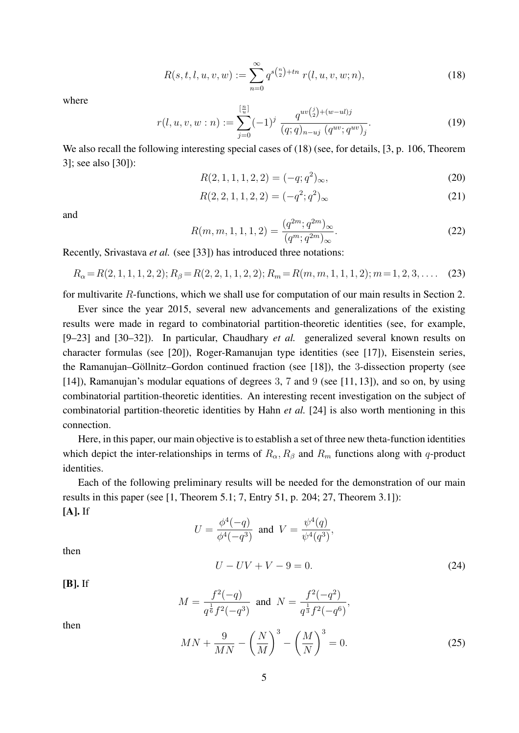$$R(s,t,l,u,v,w) := \sum_{n=0}^{\infty} q^{s\binom{n}{2}+tn}\, r(l,u,v,w;n), \tag{18}$$

where

$$r(l,u,v,w:n) := \sum_{j=0}^{\left[\frac{n}{u}\right]} (-1)^j \, \frac{q^{uv\binom{j}{2}+(w-ul)j}}{(q;q)_{n-uj}\,(q^{uv};q^{uv})_j}. \tag{19}$$

We also recall the following interesting special cases of (18) (see, for details, [3, p. 106, Theorem 3]; see also [30]):

$$R(2,1,1,1,2,2) = (-q;q^2)_\infty, \tag{20}$$

$$R(2,2,1,1,2,2) = (-q^2;q^2)_\infty \tag{21}$$

and

$$R(m,m,1,1,1,2) = \frac{(q^{2m};q^{2m})_\infty}{(q^m;q^{2m})_\infty}. \tag{22}$$

Recently, Srivastava *et al.* (see [33]) has introduced three notations:

$$R_\alpha = R(2,1,1,1,2,2);\, R_\beta = R(2,2,1,1,2,2);\, R_m = R(m,m,1,1,1,2);\, m = 1,2,3,\ldots. \tag{23}$$

for multivarite $R$-functions, which we shall use for computation of our main results in Section 2.

Ever since the year 2015, several new advancements and generalizations of the existing results were made in regard to combinatorial partition-theoretic identities (see, for example, [9–23] and [30–32]). In particular, Chaudhary *et al.* generalized several known results on character formulas (see [20]), Roger-Ramanujan type identities (see [17]), Eisenstein series, the Ramanujan–Göllnitz–Gordon continued fraction (see [18]), the 3-dissection property (see [14]), Ramanujan's modular equations of degrees 3, 7 and 9 (see [11, 13]), and so on, by using combinatorial partition-theoretic identities. An interesting recent investigation on the subject of combinatorial partition-theoretic identities by Hahn *et al.* [24] is also worth mentioning in this connection.

Here, in this paper, our main objective is to establish a set of three new theta-function identities which depict the inter-relationships in terms of $R_\alpha, R_\beta$ and $R_m$ functions along with $q$-product identities.

Each of the following preliminary results will be needed for the demonstration of our main results in this paper (see [1, Theorem 5.1; 7, Entry 51, p. 204; 27, Theorem 3.1]):

**[A].** If

$$U = \frac{\phi^4(-q)}{\phi^4(-q^3)} \text{ and } V = \frac{\psi^4(q)}{\psi^4(q^3)},$$

then

$$U - UV + V - 9 = 0. \tag{24}$$

**[B].** If

$$M = \frac{f^2(-q)}{q^{\frac{1}{6}} f^2(-q^3)} \text{ and } N = \frac{f^2(-q^2)}{q^{\frac{1}{3}} f^2(-q^6)},$$

then

$$MN + \frac{9}{MN} - \left(\frac{N}{M}\right)^3 - \left(\frac{M}{N}\right)^3 = 0. \tag{25}$$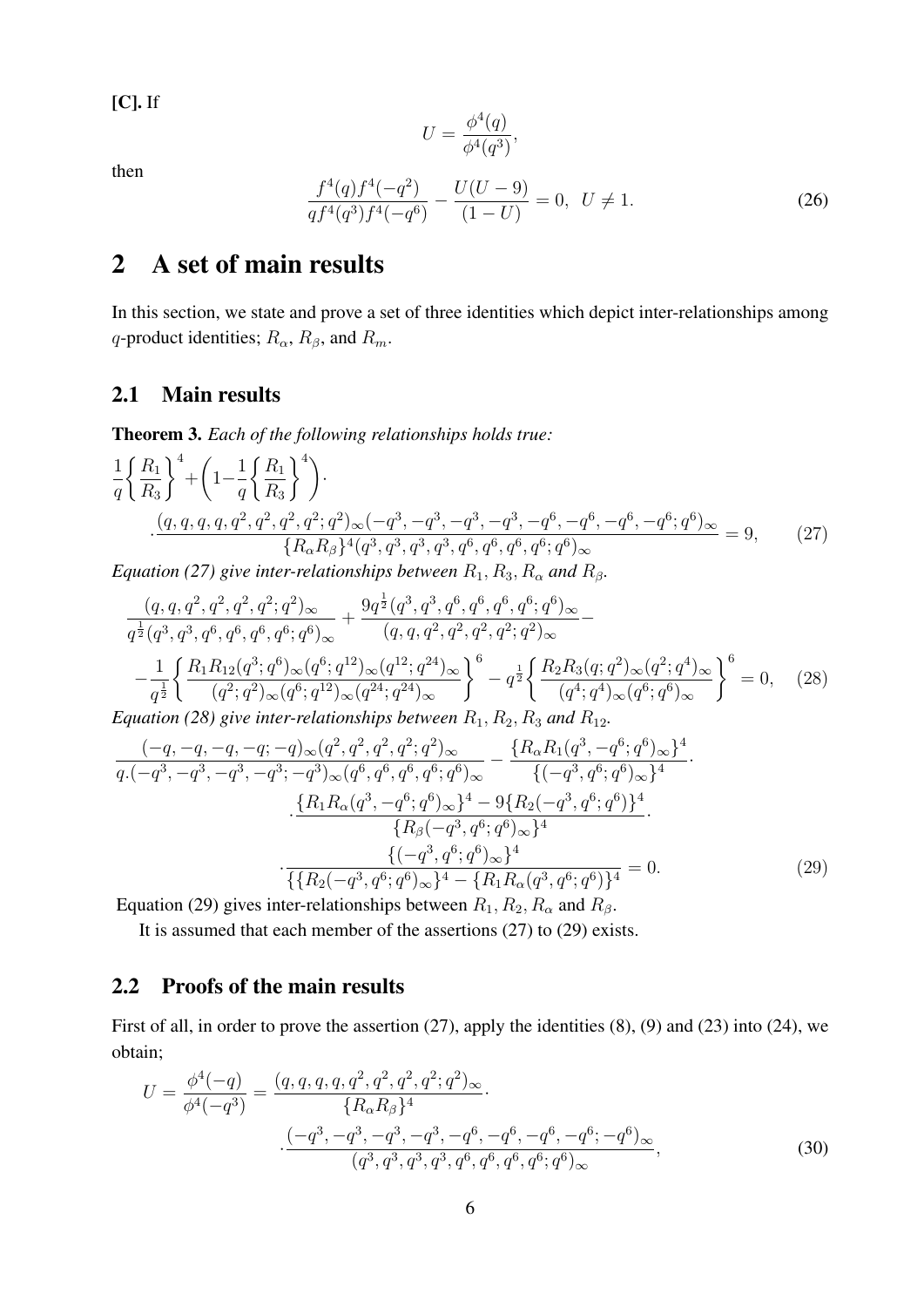**[C].** If

$$U = \frac{\phi^4(q)}{\phi^4(q^3)},$$

then

$$\frac{f^4(q)f^4(-q^2)}{qf^4(q^3)f^4(-q^6)} - \frac{U(U-9)}{(1-U)} = 0, \;\; U \neq 1. \tag{26}$$

# 2 A set of main results

In this section, we state and prove a set of three identities which depict inter-relationships among $q$-product identities; $R_\alpha$, $R_\beta$, and $R_m$.

## 2.1 Main results

**Theorem 3.** *Each of the following relationships holds true:*

$$\frac{1}{q}\left\{\frac{R_1}{R_3}\right\}^4 + \left(1 - \frac{1}{q}\left\{\frac{R_1}{R_3}\right\}^4\right) \cdot \cdot \frac{(q,q,q,q,q^2,q^2,q^2,q^2;q^2)_\infty(-q^3,-q^3,-q^3,-q^3,-q^6,-q^6,-q^6,-q^6;q^6)_\infty}{\{R_\alpha R_\beta\}^4(q^3,q^3,q^3,q^3,q^6,q^6,q^6,q^6;q^6)_\infty} = 9, \tag{27}$$

*Equation (27) give inter-relationships between $R_1, R_3, R_\alpha$ and $R_\beta$.*

$$\frac{(q,q,q^2,q^2,q^2,q^2;q^2)_\infty}{q^{\frac{1}{2}}(q^3,q^3,q^6,q^6,q^6,q^6;q^6)_\infty} + \frac{9q^{\frac{1}{2}}(q^3,q^3,q^6,q^6,q^6,q^6;q^6)_\infty}{(q,q,q^2,q^2,q^2,q^2;q^2)_\infty} - \\ - \frac{1}{q^{\frac{1}{2}}}\left\{\frac{R_1R_{12}(q^3;q^6)_\infty(q^6;q^{12})_\infty(q^{12};q^{24})_\infty}{(q^2;q^2)_\infty(q^6;q^{12})_\infty(q^{24};q^{24})_\infty}\right\}^6 - q^{\frac{1}{2}}\left\{\frac{R_2R_3(q;q^2)_\infty(q^2;q^4)_\infty}{(q^4;q^4)_\infty(q^6;q^6)_\infty}\right\}^6 = 0, \tag{28}$$

*Equation (28) give inter-relationships between $R_1, R_2, R_3$ and $R_{12}$.*

$$\frac{(-q,-q,-q,-q;-q)_\infty(q^2,q^2,q^2,q^2;q^2)_\infty}{q.(-q^3,-q^3,-q^3,-q^3;-q^3)_\infty(q^6,q^6,q^6,q^6;q^6)_\infty} - \frac{\{R_\alpha R_1(q^3,-q^6;q^6)_\infty\}^4}{\{(-q^3,q^6;q^6)_\infty\}^4} \cdot \\ \cdot \frac{\{R_1R_\alpha(q^3,-q^6;q^6)_\infty\}^4 - 9\{R_2(-q^3,q^6;q^6)\}^4}{\{R_\beta(-q^3,q^6;q^6)_\infty\}^4} \cdot \\ \cdot \frac{\{(-q^3,q^6;q^6)_\infty\}^4}{\{\{R_2(-q^3,q^6;q^6)_\infty\}^4 - \{R_1R_\alpha(q^3,-q^6;q^6)\}^4} = 0. \tag{29}$$

Equation (29) gives inter-relationships between $R_1, R_2, R_\alpha$ and $R_\beta$.

It is assumed that each member of the assertions (27) to (29) exists.

## 2.2 Proofs of the main results

First of all, in order to prove the assertion (27), apply the identities (8), (9) and (23) into (24), we obtain;

$$U = \frac{\phi^4(-q)}{\phi^4(-q^3)} = \frac{(q,q,q,q,q^2,q^2,q^2,q^2;q^2)_\infty}{\{R_\alpha R_\beta\}^4} \cdot \\ \cdot \frac{(-q^3,-q^3,-q^3,-q^3,-q^6,-q^6,-q^6,-q^6;-q^6)_\infty}{(q^3,q^3,q^3,q^3,q^6,q^6,q^6,q^6;q^6)_\infty}, \tag{30}$$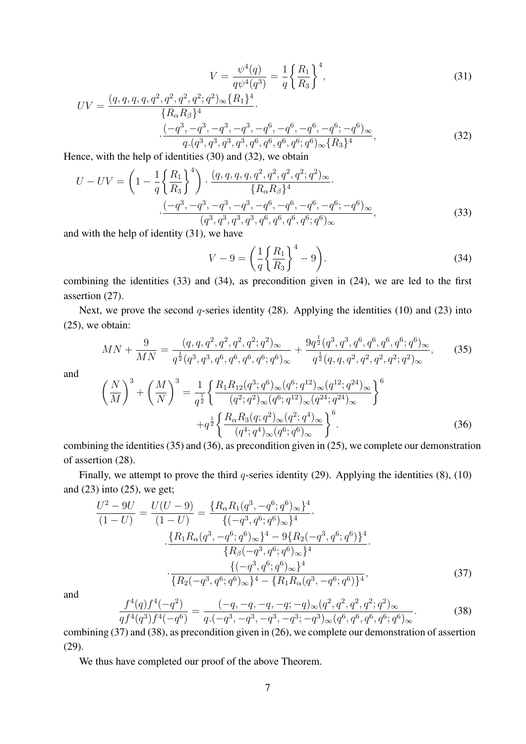$$V = \frac{\psi^4(q)}{q\psi^4(q^3)} = \frac{1}{q}\left\{\frac{R_1}{R_3}\right\}^4, \tag{31}$$

$$UV = \frac{(q,q,q,q,q^2,q^2,q^2,q^2;q^2)_\infty \{R_1\}^4}{\{R_\alpha R_\beta\}^4} \cdot \cdot \frac{(-q^3,-q^3,-q^3,-q^3,-q^6,-q^6,-q^6,-q^6;-q^6)_\infty}{q.(q^3,q^3,q^3,q^3,q^6,q^6,q^6,q^6;q^6)_\infty \{R_3\}^4}, \tag{32}$$

Hence, with the help of identities (30) and (32), we obtain

$$U - UV = \left(1 - \frac{1}{q}\left\{\frac{R_1}{R_3}\right\}^4\right) \cdot \frac{(q,q,q,q,q^2,q^2,q^2,q^2;q^2)_\infty}{\{R_\alpha R_\beta\}^4} \cdot \cdot \frac{(-q^3,-q^3,-q^3,-q^3,-q^6,-q^6,-q^6,-q^6;-q^6)_\infty}{(q^3,q^3,q^3,q^3,q^6,q^6,q^6,q^6;q^6)_\infty}, \tag{33}$$

and with the help of identity (31), we have

$$V - 9 = \left(\frac{1}{q}\left\{\frac{R_1}{R_3}\right\}^4 - 9\right). \tag{34}$$

combining the identities (33) and (34), as precondition given in (24), we are led to the first assertion (27).

Next, we prove the second $q$-series identity (28). Applying the identities (10) and (23) into (25), we obtain:

$$MN + \frac{9}{MN} = \frac{(q,q,q^2,q^2,q^2,q^2;q^2)_\infty}{q^{\frac{1}{2}}(q^3,q^3,q^6,q^6,q^6,q^6;q^6)_\infty} + \frac{9q^{\frac{1}{2}}(q^3,q^3,q^6,q^6,q^6,q^6;q^6)_\infty}{q^{\frac{1}{2}}(q,q,q^2,q^2,q^2,q^2;q^2)_\infty}, \tag{35}$$

and

$$\left(\frac{N}{M}\right)^3 + \left(\frac{M}{N}\right)^3 = \frac{1}{q^{\frac{1}{2}}}\left\{\frac{R_1 R_{12}(q^3;q^6)_\infty (q^6;q^{12})_\infty (q^{12};q^{24})_\infty}{(q^2;q^2)_\infty (q^6;q^{12})_\infty (q^{24};q^{24})_\infty}\right\}^6 + q^{\frac{1}{2}}\left\{\frac{R_\alpha R_3 (q;q^2)_\infty (q^2;q^4)_\infty}{(q^4;q^4)_\infty (q^6;q^6)_\infty}\right\}^6. \tag{36}$$

combining the identities (35) and (36), as precondition given in (25), we complete our demonstration of assertion (28).

Finally, we attempt to prove the third $q$-series identity (29). Applying the identities (8), (10) and (23) into (25), we get;

$$\frac{U^2 - 9U}{(1-U)} = \frac{U(U-9)}{(1-U)} = \frac{\{R_\alpha R_1(q^3,-q^6;q^6)_\infty\}^4}{\{(-q^3,q^6;q^6)_\infty\}^4} \cdot \cdot \frac{\{R_1 R_\alpha(q^3,-q^6;q^6)_\infty\}^4 - 9\{R_2(-q^3,q^6;q^6)\}^4}{\{R_\beta(-q^3,q^6;q^6)_\infty\}^4} \cdot \cdot \frac{\{(-q^3,q^6;q^6)_\infty\}^4}{\{R_2(-q^3,q^6;q^6)_\infty\}^4 - \{R_1 R_\alpha(q^3,-q^6;q^6)\}^4}, \tag{37}$$

and

$$\frac{f^4(q)f^4(-q^2)}{qf^4(q^3)f^4(-q^6)} = \frac{(-q,-q,-q,-q;-q)_\infty (q^2,q^2,q^2,q^2;q^2)_\infty}{q.(-q^3,-q^3,-q^3,-q^3;-q^3)_\infty (q^6,q^6,q^6,q^6;q^6)_\infty}. \tag{38}$$

combining (37) and (38), as precondition given in (26), we complete our demonstration of assertion (29).

We thus have completed our proof of the above Theorem.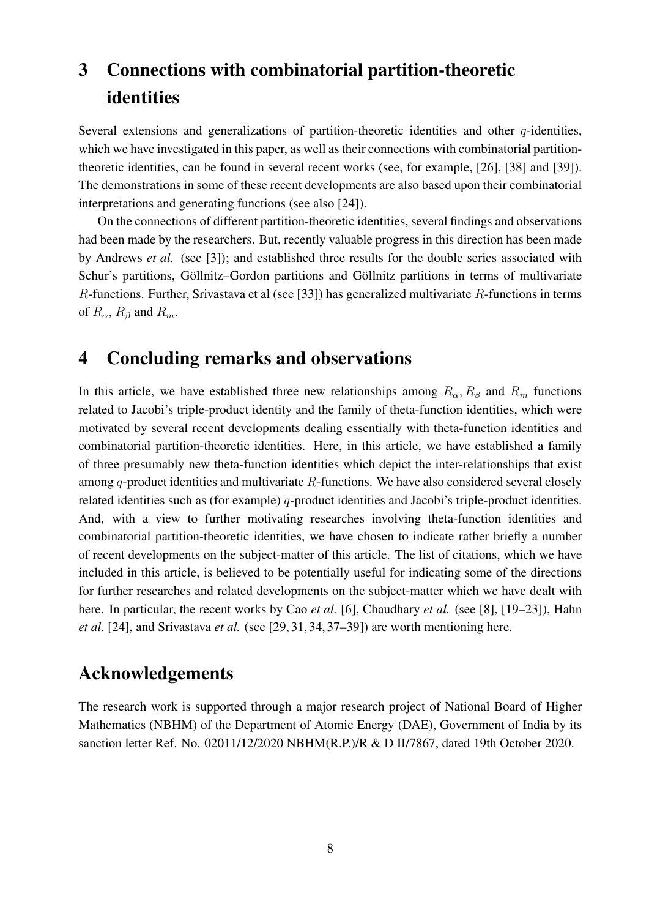# 3 Connections with combinatorial partition-theoretic identities

Several extensions and generalizations of partition-theoretic identities and other $q$-identities, which we have investigated in this paper, as well as their connections with combinatorial partition-theoretic identities, can be found in several recent works (see, for example, [26], [38] and [39]). The demonstrations in some of these recent developments are also based upon their combinatorial interpretations and generating functions (see also [24]).

On the connections of different partition-theoretic identities, several findings and observations had been made by the researchers. But, recently valuable progress in this direction has been made by Andrews *et al.* (see [3]); and established three results for the double series associated with Schur's partitions, Göllnitz–Gordon partitions and Göllnitz partitions in terms of multivariate $R$-functions. Further, Srivastava et al (see [33]) has generalized multivariate $R$-functions in terms of $R_\alpha$, $R_\beta$ and $R_m$.

# 4 Concluding remarks and observations

In this article, we have established three new relationships among $R_\alpha, R_\beta$ and $R_m$ functions related to Jacobi's triple-product identity and the family of theta-function identities, which were motivated by several recent developments dealing essentially with theta-function identities and combinatorial partition-theoretic identities. Here, in this article, we have established a family of three presumably new theta-function identities which depict the inter-relationships that exist among $q$-product identities and multivariate $R$-functions. We have also considered several closely related identities such as (for example) $q$-product identities and Jacobi's triple-product identities. And, with a view to further motivating researches involving theta-function identities and combinatorial partition-theoretic identities, we have chosen to indicate rather briefly a number of recent developments on the subject-matter of this article. The list of citations, which we have included in this article, is believed to be potentially useful for indicating some of the directions for further researches and related developments on the subject-matter which we have dealt with here. In particular, the recent works by Cao *et al.* [6], Chaudhary *et al.* (see [8], [19–23]), Hahn *et al.* [24], and Srivastava *et al.* (see [29, 31, 34, 37–39]) are worth mentioning here.

# Acknowledgements

The research work is supported through a major research project of National Board of Higher Mathematics (NBHM) of the Department of Atomic Energy (DAE), Government of India by its sanction letter Ref. No. 02011/12/2020 NBHM(R.P.)/R & D II/7867, dated 19th October 2020.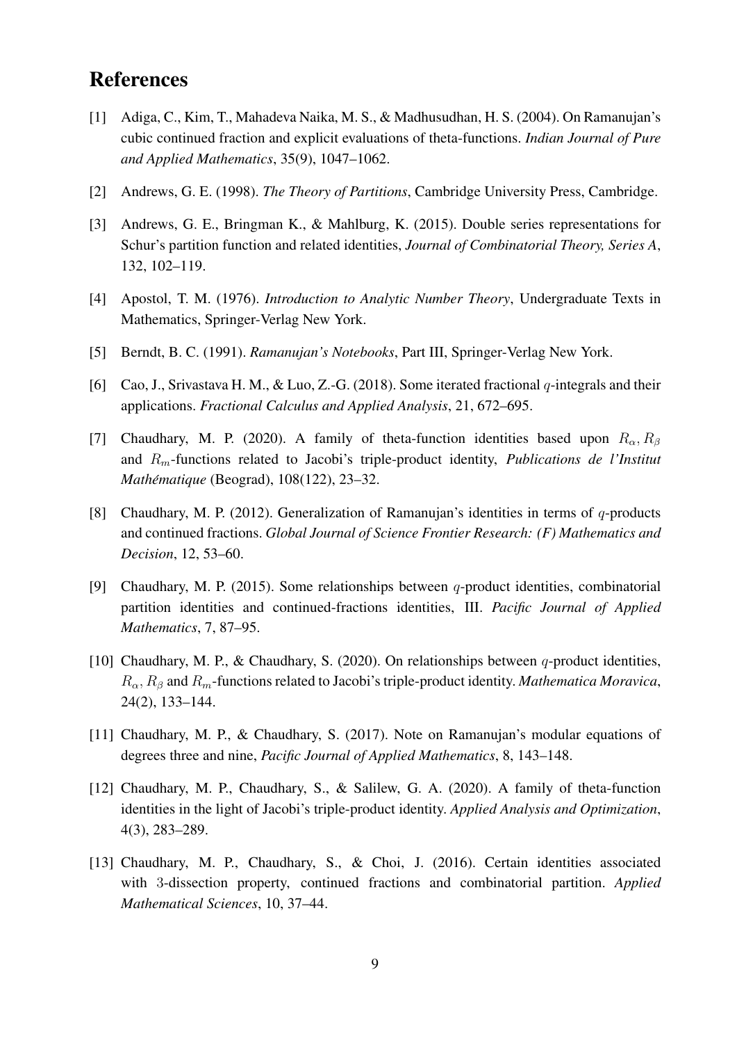## References

[1] Adiga, C., Kim, T., Mahadeva Naika, M. S., & Madhusudhan, H. S. (2004). On Ramanujan's cubic continued fraction and explicit evaluations of theta-functions. *Indian Journal of Pure and Applied Mathematics*, 35(9), 1047–1062.

[2] Andrews, G. E. (1998). *The Theory of Partitions*, Cambridge University Press, Cambridge.

[3] Andrews, G. E., Bringman K., & Mahlburg, K. (2015). Double series representations for Schur's partition function and related identities, *Journal of Combinatorial Theory, Series A*, 132, 102–119.

[4] Apostol, T. M. (1976). *Introduction to Analytic Number Theory*, Undergraduate Texts in Mathematics, Springer-Verlag New York.

[5] Berndt, B. C. (1991). *Ramanujan's Notebooks*, Part III, Springer-Verlag New York.

[6] Cao, J., Srivastava H. M., & Luo, Z.-G. (2018). Some iterated fractional $q$-integrals and their applications. *Fractional Calculus and Applied Analysis*, 21, 672–695.

[7] Chaudhary, M. P. (2020). A family of theta-function identities based upon $R_\alpha, R_\beta$ and $R_m$-functions related to Jacobi's triple-product identity, *Publications de l'Institut Mathématique* (Beograd), 108(122), 23–32.

[8] Chaudhary, M. P. (2012). Generalization of Ramanujan's identities in terms of $q$-products and continued fractions. *Global Journal of Science Frontier Research: (F) Mathematics and Decision*, 12, 53–60.

[9] Chaudhary, M. P. (2015). Some relationships between $q$-product identities, combinatorial partition identities and continued-fractions identities, III. *Pacific Journal of Applied Mathematics*, 7, 87–95.

[10] Chaudhary, M. P., & Chaudhary, S. (2020). On relationships between $q$-product identities, $R_\alpha, R_\beta$ and $R_m$-functions related to Jacobi's triple-product identity. *Mathematica Moravica*, 24(2), 133–144.

[11] Chaudhary, M. P., & Chaudhary, S. (2017). Note on Ramanujan's modular equations of degrees three and nine, *Pacific Journal of Applied Mathematics*, 8, 143–148.

[12] Chaudhary, M. P., Chaudhary, S., & Salilew, G. A. (2020). A family of theta-function identities in the light of Jacobi's triple-product identity. *Applied Analysis and Optimization*, 4(3), 283–289.

[13] Chaudhary, M. P., Chaudhary, S., & Choi, J. (2016). Certain identities associated with 3-dissection property, continued fractions and combinatorial partition. *Applied Mathematical Sciences*, 10, 37–44.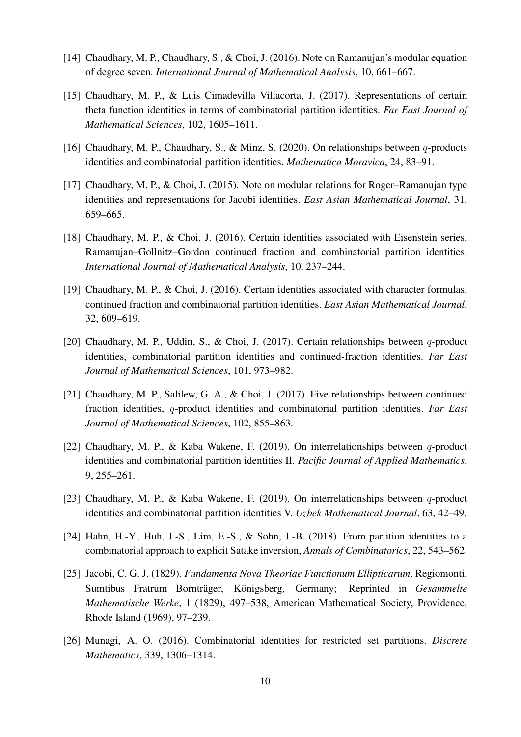[14] Chaudhary, M. P., Chaudhary, S., & Choi, J. (2016). Note on Ramanujan's modular equation of degree seven. *International Journal of Mathematical Analysis*, 10, 661–667.

[15] Chaudhary, M. P., & Luis Cimadevilla Villacorta, J. (2017). Representations of certain theta function identities in terms of combinatorial partition identities. *Far East Journal of Mathematical Sciences*, 102, 1605–1611.

[16] Chaudhary, M. P., Chaudhary, S., & Minz, S. (2020). On relationships between $q$-products identities and combinatorial partition identities. *Mathematica Moravica*, 24, 83–91.

[17] Chaudhary, M. P., & Choi, J. (2015). Note on modular relations for Roger–Ramanujan type identities and representations for Jacobi identities. *East Asian Mathematical Journal*, 31, 659–665.

[18] Chaudhary, M. P., & Choi, J. (2016). Certain identities associated with Eisenstein series, Ramanujan–Gollnitz–Gordon continued fraction and combinatorial partition identities. *International Journal of Mathematical Analysis*, 10, 237–244.

[19] Chaudhary, M. P., & Choi, J. (2016). Certain identities associated with character formulas, continued fraction and combinatorial partition identities. *East Asian Mathematical Journal*, 32, 609–619.

[20] Chaudhary, M. P., Uddin, S., & Choi, J. (2017). Certain relationships between $q$-product identities, combinatorial partition identities and continued-fraction identities. *Far East Journal of Mathematical Sciences*, 101, 973–982.

[21] Chaudhary, M. P., Salilew, G. A., & Choi, J. (2017). Five relationships between continued fraction identities, $q$-product identities and combinatorial partition identities. *Far East Journal of Mathematical Sciences*, 102, 855–863.

[22] Chaudhary, M. P., & Kaba Wakene, F. (2019). On interrelationships between $q$-product identities and combinatorial partition identities II. *Pacific Journal of Applied Mathematics*, 9, 255–261.

[23] Chaudhary, M. P., & Kaba Wakene, F. (2019). On interrelationships between $q$-product identities and combinatorial partition identities V. *Uzbek Mathematical Journal*, 63, 42–49.

[24] Hahn, H.-Y., Huh, J.-S., Lim, E.-S., & Sohn, J.-B. (2018). From partition identities to a combinatorial approach to explicit Satake inversion, *Annals of Combinatorics*, 22, 543–562.

[25] Jacobi, C. G. J. (1829). *Fundamenta Nova Theoriae Functionum Ellipticarum*. Regiomonti, Sumtibus Fratrum Bornträger, Königsberg, Germany; Reprinted in *Gesammelte Mathematische Werke*, 1 (1829), 497–538, American Mathematical Society, Providence, Rhode Island (1969), 97–239.

[26] Munagi, A. O. (2016). Combinatorial identities for restricted set partitions. *Discrete Mathematics*, 339, 1306–1314.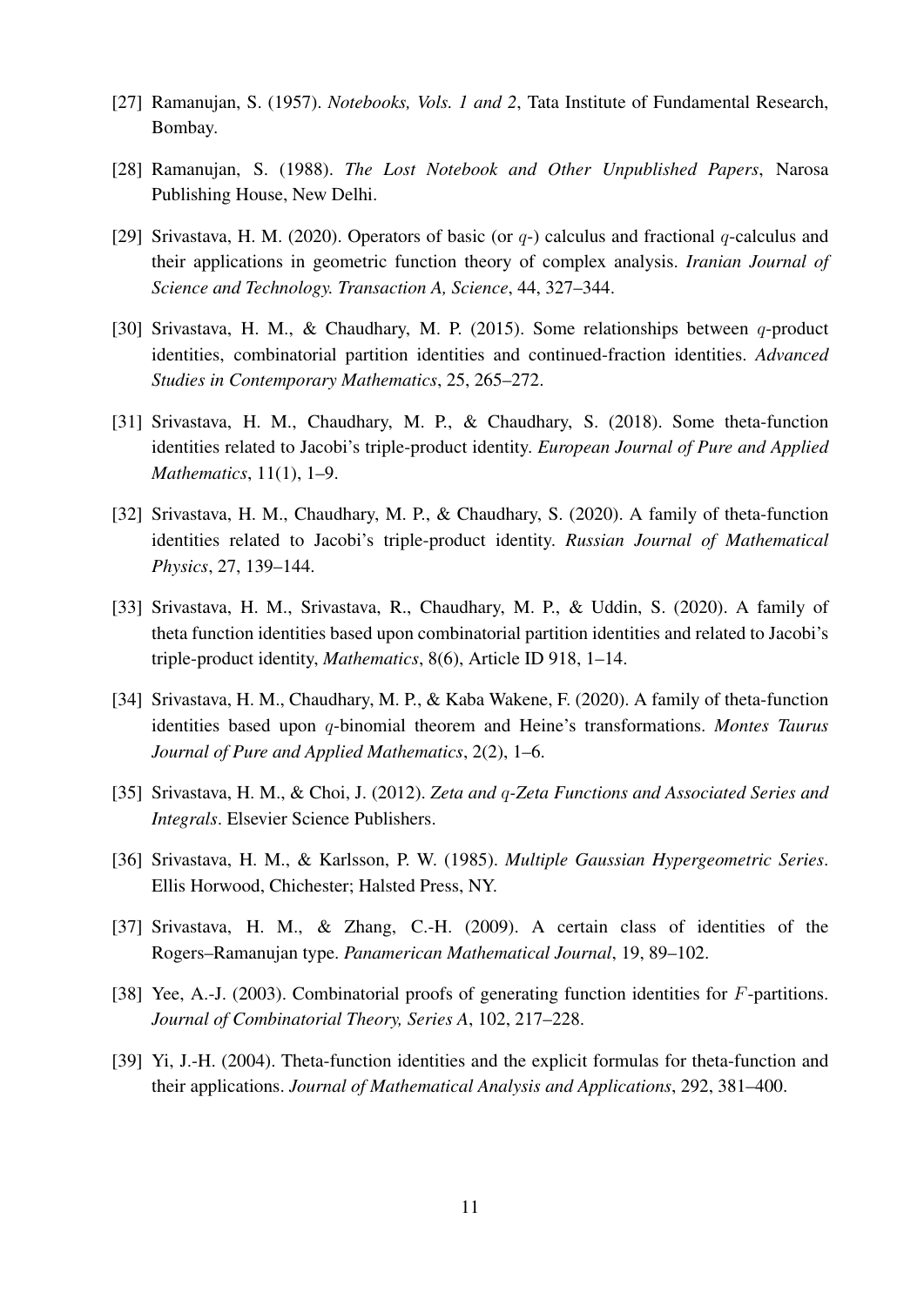[27] Ramanujan, S. (1957). *Notebooks, Vols. 1 and 2*, Tata Institute of Fundamental Research, Bombay.

[28] Ramanujan, S. (1988). *The Lost Notebook and Other Unpublished Papers*, Narosa Publishing House, New Delhi.

[29] Srivastava, H. M. (2020). Operators of basic (or $q$-) calculus and fractional $q$-calculus and their applications in geometric function theory of complex analysis. *Iranian Journal of Science and Technology. Transaction A, Science*, 44, 327–344.

[30] Srivastava, H. M., & Chaudhary, M. P. (2015). Some relationships between $q$-product identities, combinatorial partition identities and continued-fraction identities. *Advanced Studies in Contemporary Mathematics*, 25, 265–272.

[31] Srivastava, H. M., Chaudhary, M. P., & Chaudhary, S. (2018). Some theta-function identities related to Jacobi's triple-product identity. *European Journal of Pure and Applied Mathematics*, 11(1), 1–9.

[32] Srivastava, H. M., Chaudhary, M. P., & Chaudhary, S. (2020). A family of theta-function identities related to Jacobi's triple-product identity. *Russian Journal of Mathematical Physics*, 27, 139–144.

[33] Srivastava, H. M., Srivastava, R., Chaudhary, M. P., & Uddin, S. (2020). A family of theta function identities based upon combinatorial partition identities and related to Jacobi's triple-product identity, *Mathematics*, 8(6), Article ID 918, 1–14.

[34] Srivastava, H. M., Chaudhary, M. P., & Kaba Wakene, F. (2020). A family of theta-function identities based upon $q$-binomial theorem and Heine's transformations. *Montes Taurus Journal of Pure and Applied Mathematics*, 2(2), 1–6.

[35] Srivastava, H. M., & Choi, J. (2012). *Zeta and $q$-Zeta Functions and Associated Series and Integrals*. Elsevier Science Publishers.

[36] Srivastava, H. M., & Karlsson, P. W. (1985). *Multiple Gaussian Hypergeometric Series*. Ellis Horwood, Chichester; Halsted Press, NY.

[37] Srivastava, H. M., & Zhang, C.-H. (2009). A certain class of identities of the Rogers–Ramanujan type. *Panamerican Mathematical Journal*, 19, 89–102.

[38] Yee, A.-J. (2003). Combinatorial proofs of generating function identities for $F$-partitions. *Journal of Combinatorial Theory, Series A*, 102, 217–228.

[39] Yi, J.-H. (2004). Theta-function identities and the explicit formulas for theta-function and their applications. *Journal of Mathematical Analysis and Applications*, 292, 381–400.